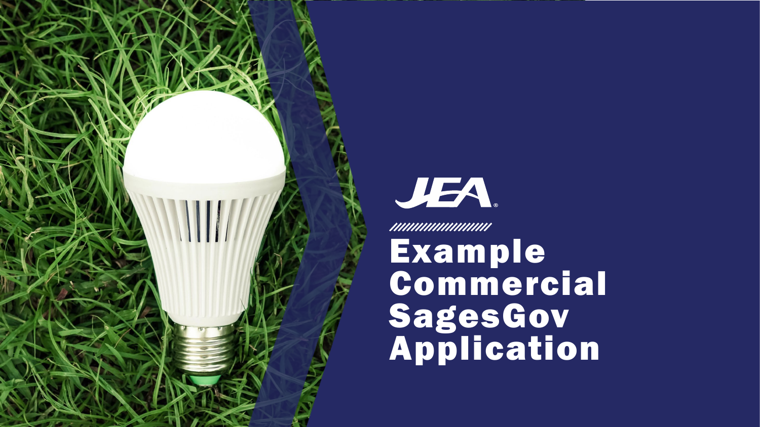JEA

# Example Commercial SagesGov Application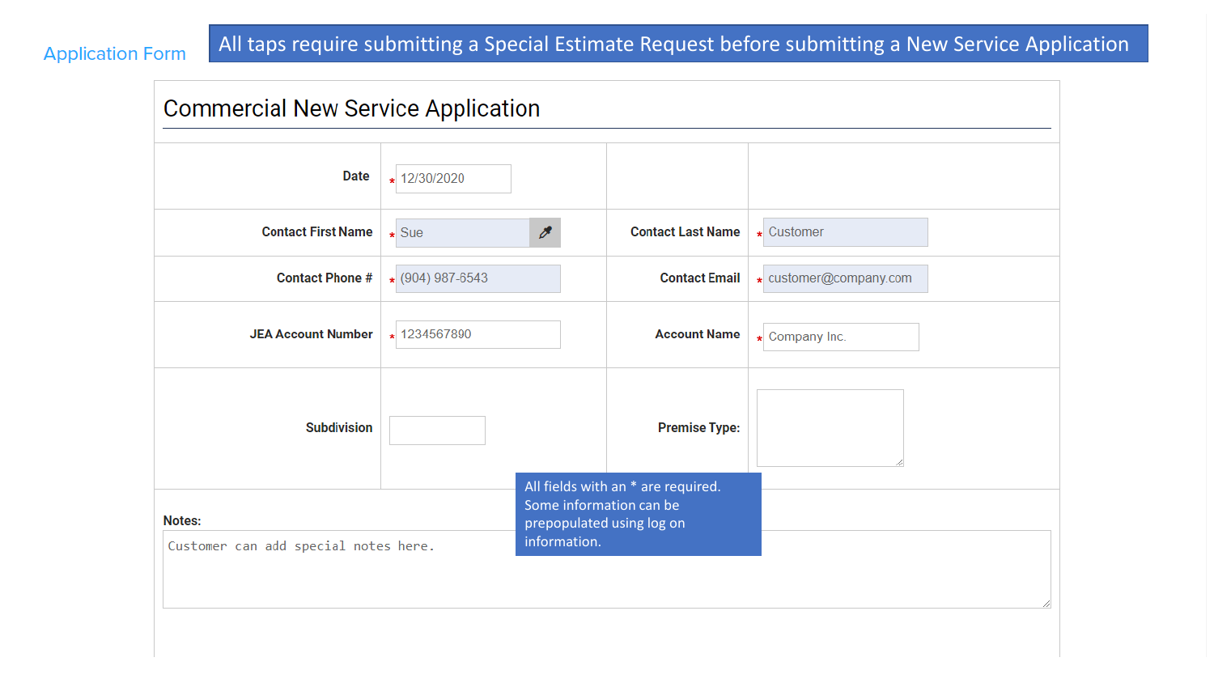Application Form

All taps require submitting a Special Estimate Request before submitting a New Service Application

## Commercial New Service Application

| | | | |
|---|---|---|---|
| **Date** | * 12/30/2020 | | |
| **Contact First Name** | * Sue | **Contact Last Name** | * Customer |
| **Contact Phone #** | * (904) 987-6543 | **Contact Email** | * customer@company.com |
| **JEA Account Number** | * 1234567890 | **Account Name** | * Company Inc. |
| **Subdivision** | | **Premise Type:** | |

All fields with an * are required. Some information can be prepopulated using log on information.

**Notes:**

Customer can add special notes here.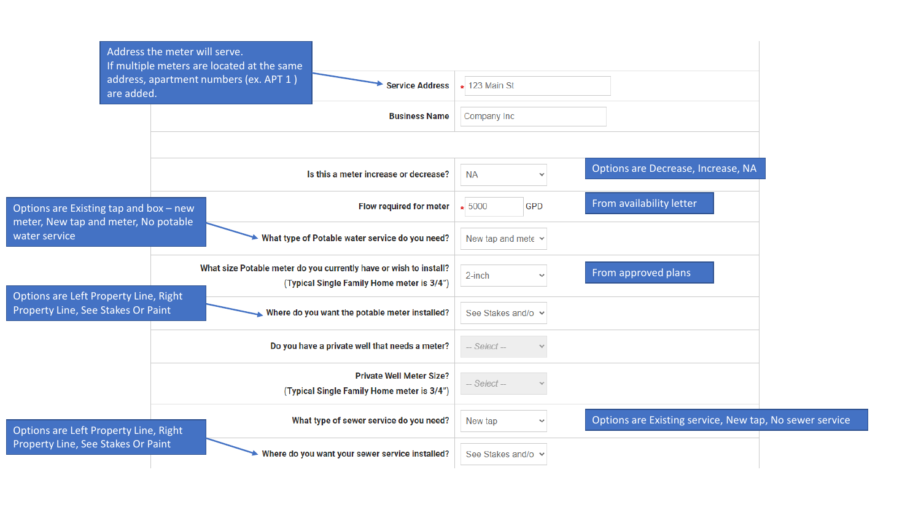Address the meter will serve.
If multiple meters are located at the same address, apartment numbers (ex. APT 1 ) are added.

| Field | Value | Notes |
|---|---|---|
| Service Address | * 123 Main St | Address the meter will serve. If multiple meters are located at the same address, apartment numbers (ex. APT 1 ) are added. |
| Business Name | Company Inc | |
| Is this a meter increase or decrease? | NA | Options are Decrease, Increase, NA |
| Flow required for meter | * 5000 GPD | From availability letter |
| What type of Potable water service do you need? | New tap and mete | Options are Existing tap and box – new meter, New tap and meter, No potable water service |
| What size Potable meter do you currently have or wish to install? (Typical Single Family Home meter is 3/4") | 2-inch | From approved plans |
| Where do you want the potable meter installed? | See Stakes and/o | Options are Left Property Line, Right Property Line, See Stakes Or Paint |
| Do you have a private well that needs a meter? | -- Select -- | |
| Private Well Meter Size? (Typical Single Family Home meter is 3/4") | -- Select -- | |
| What type of sewer service do you need? | New tap | Options are Existing service, New tap, No sewer service |
| Where do you want your sewer service installed? | See Stakes and/o | Options are Left Property Line, Right Property Line, See Stakes Or Paint |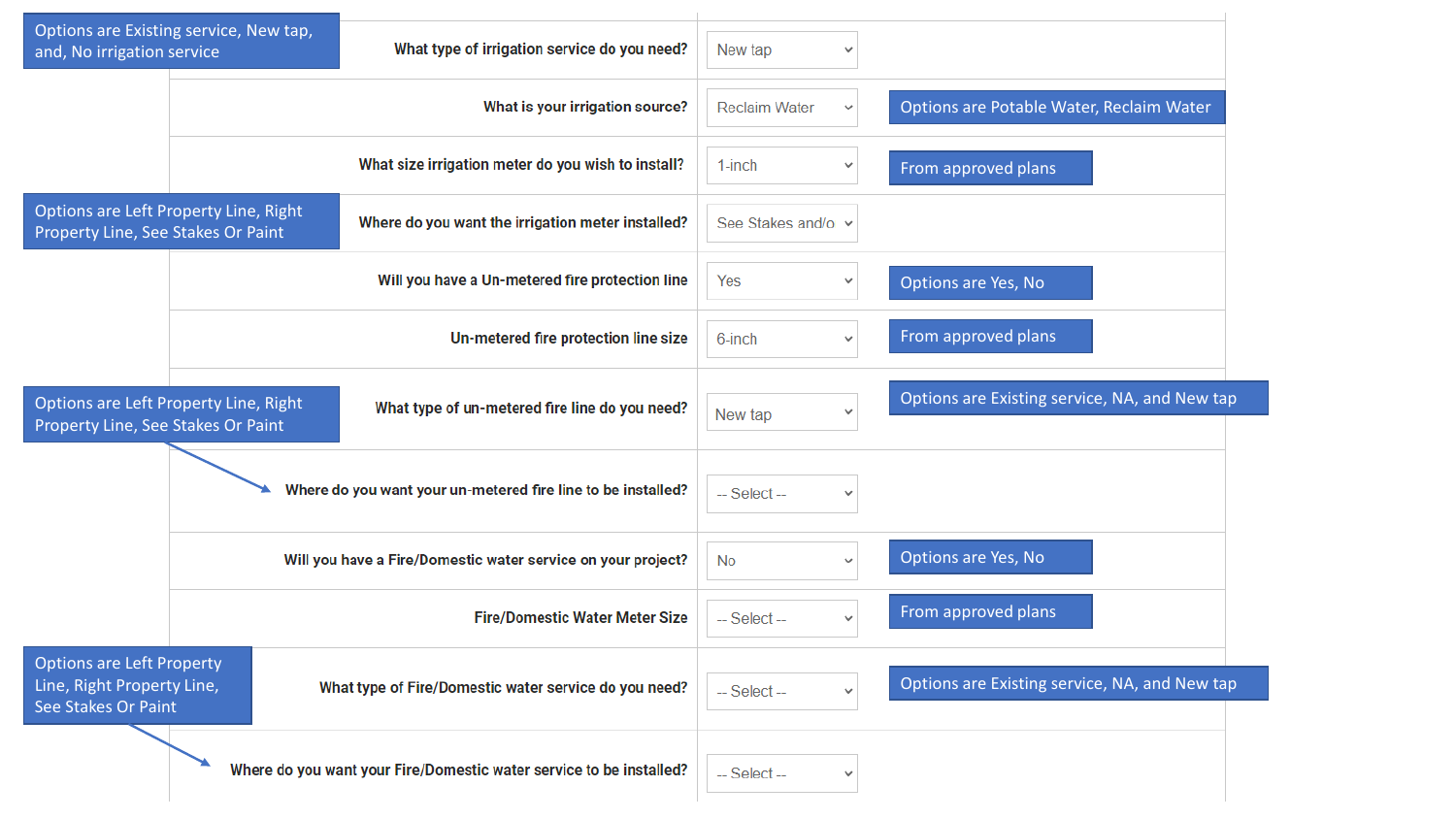| Question | Selection | Notes |
| --- | --- | --- |
| What type of irrigation service do you need? | New tap | Options are Existing service, New tap, and, No irrigation service |
| What is your irrigation source? | Reclaim Water | Options are Potable Water, Reclaim Water |
| What size irrigation meter do you wish to install? | 1-inch | From approved plans |
| Where do you want the irrigation meter installed? | See Stakes and/o | Options are Left Property Line, Right Property Line, See Stakes Or Paint |
| Will you have a Un-metered fire protection line | Yes | Options are Yes, No |
| Un-metered fire protection line size | 6-inch | From approved plans |
| What type of un-metered fire line do you need? | New tap | Options are Existing service, NA, and New tap |
| Where do you want your un-metered fire line to be installed? | -- Select -- | Options are Left Property Line, Right Property Line, See Stakes Or Paint |
| Will you have a Fire/Domestic water service on your project? | No | Options are Yes, No |
| Fire/Domestic Water Meter Size | -- Select -- | From approved plans |
| What type of Fire/Domestic water service do you need? | -- Select -- | Options are Existing service, NA, and New tap |
| Where do you want your Fire/Domestic water service to be installed? | -- Select -- | Options are Left Property Line, Right Property Line, See Stakes Or Paint |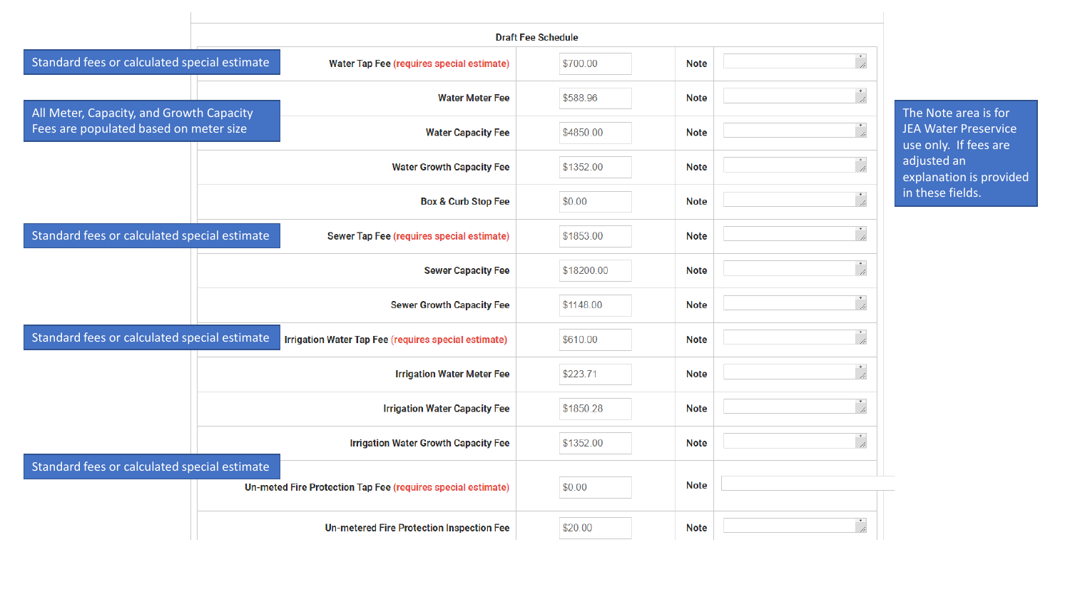Standard fees or calculated special estimate

All Meter, Capacity, and Growth Capacity Fees are populated based on meter size

Standard fees or calculated special estimate

Standard fees or calculated special estimate

Standard fees or calculated special estimate

The Note area is for JEA Water Preservice use only. If fees are adjusted an explanation is provided in these fields.

**Draft Fee Schedule**

| Fee | Amount | Note | |
|---|---|---|---|
| Water Tap Fee (requires special estimate) | $700.00 | Note | |
| Water Meter Fee | $588.96 | Note | |
| Water Capacity Fee | $4850.00 | Note | |
| Water Growth Capacity Fee | $1352.00 | Note | |
| Box & Curb Stop Fee | $0.00 | Note | |
| Sewer Tap Fee (requires special estimate) | $1853.00 | Note | |
| Sewer Capacity Fee | $18200.00 | Note | |
| Sewer Growth Capacity Fee | $1148.00 | Note | |
| Irrigation Water Tap Fee (requires special estimate) | $610.00 | Note | |
| Irrigation Water Meter Fee | $223.71 | Note | |
| Irrigation Water Capacity Fee | $1850.28 | Note | |
| Irrigation Water Growth Capacity Fee | $1352.00 | Note | |
| Un-meted Fire Protection Tap Fee (requires special estimate) | $0.00 | Note | |
| Un-metered Fire Protection Inspection Fee | $20.00 | Note | |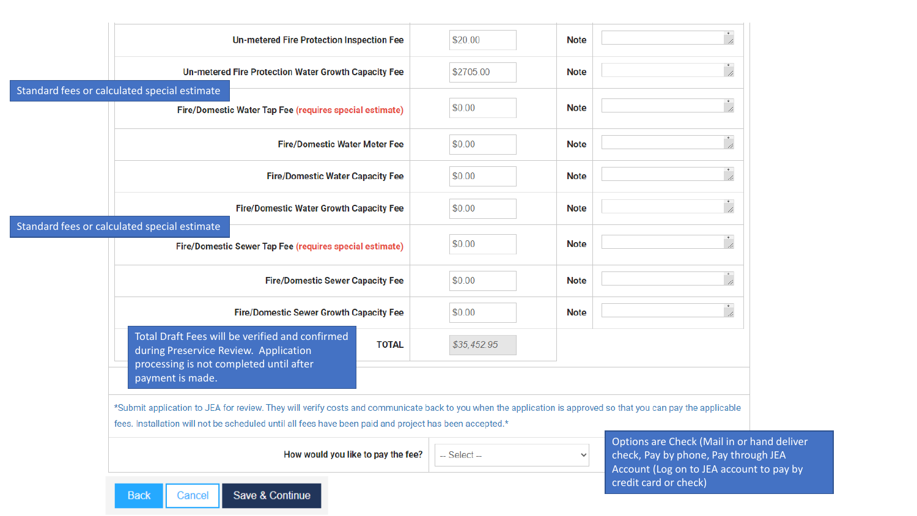| | | | |
|---|---|---|---|
| Un-metered Fire Protection Inspection Fee | $20.00 | Note | |
| Un-metered Fire Protection Water Growth Capacity Fee | $2705.00 | Note | |
| Fire/Domestic Water Tap Fee (requires special estimate) | $0.00 | Note | |
| Fire/Domestic Water Meter Fee | $0.00 | Note | |
| Fire/Domestic Water Capacity Fee | $0.00 | Note | |
| Fire/Domestic Water Growth Capacity Fee | $0.00 | Note | |
| Fire/Domestic Sewer Tap Fee (requires special estimate) | $0.00 | Note | |
| Fire/Domestic Sewer Capacity Fee | $0.00 | Note | |
| Fire/Domestic Sewer Growth Capacity Fee | $0.00 | Note | |
| TOTAL | $35,452.95 | | |

Standard fees or calculated special estimate

Standard fees or calculated special estimate

Total Draft Fees will be verified and confirmed during Preservice Review. Application processing is not completed until after payment is made.

*Submit application to JEA for review. They will verify costs and communicate back to you when the application is approved so that you can pay the applicable fees. Installation will not be scheduled until all fees have been paid and project has been accepted.*

How would you like to pay the fee? -- Select --

Options are Check (Mail in or hand deliver check, Pay by phone, Pay through JEA Account (Log on to JEA account to pay by credit card or check)

Back | Cancel | Save & Continue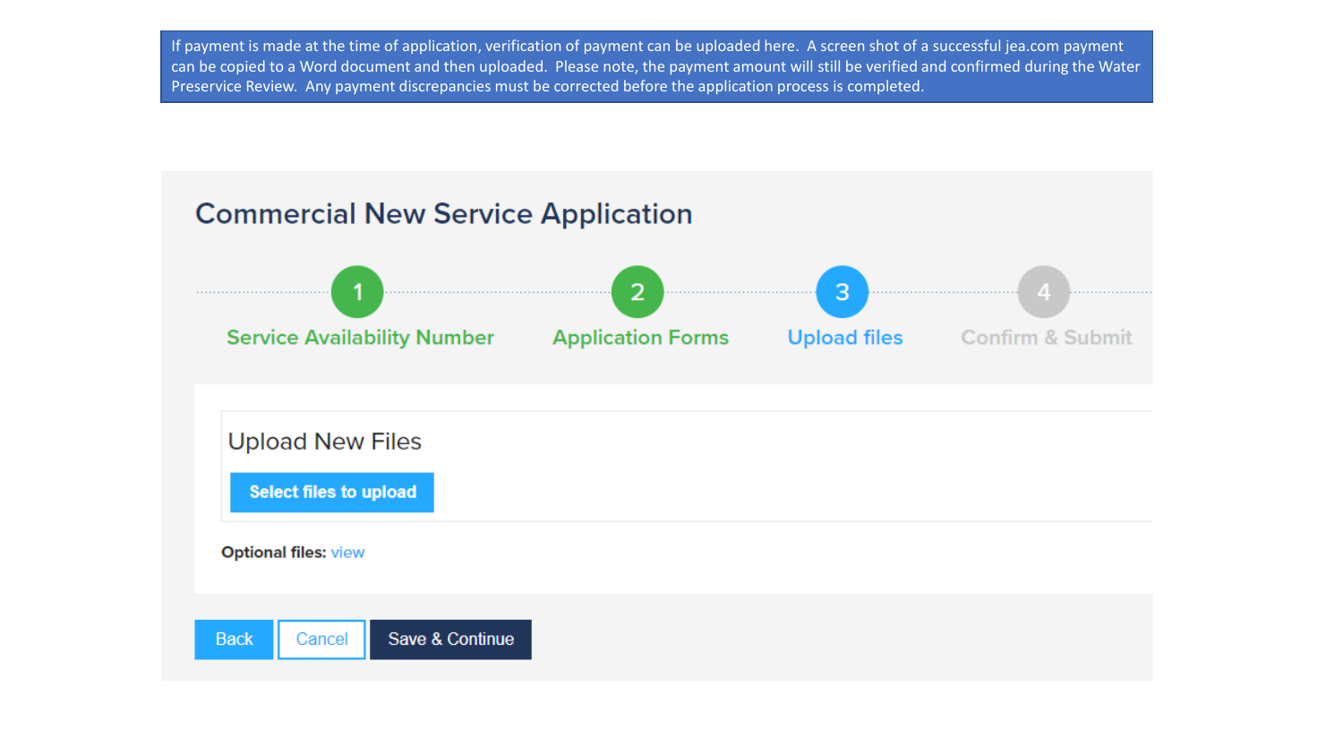If payment is made at the time of application, verification of payment can be uploaded here. A screen shot of a successful jea.com payment can be copied to a Word document and then uploaded. Please note, the payment amount will still be verified and confirmed during the Water Preservice Review. Any payment discrepancies must be corrected before the application process is completed.

## Commercial New Service Application

1 Service Availability Number — 2 Application Forms — 3 Upload files — 4 Confirm & Submit

### Upload New Files

Select files to upload

**Optional files:** view

Back | Cancel | Save & Continue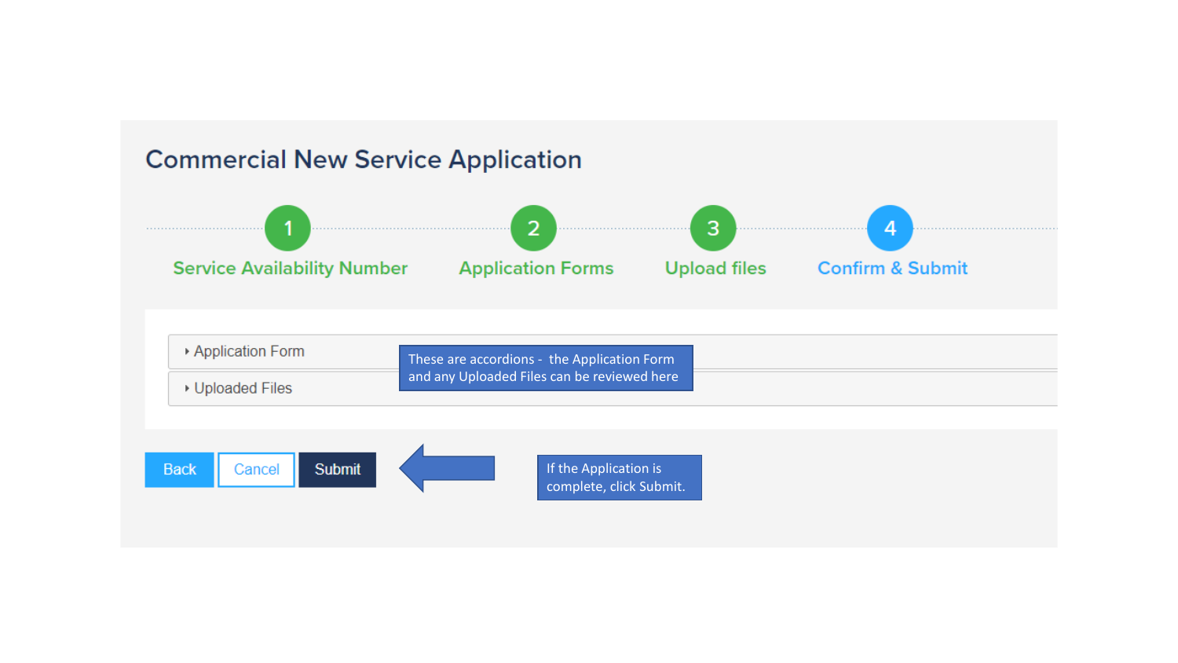# Commercial New Service Application

1 Service Availability Number

2 Application Forms

3 Upload files

4 Confirm & Submit

- Application Form
- Uploaded Files

These are accordions - the Application Form and any Uploaded Files can be reviewed here

Back | Cancel | Submit

If the Application is complete, click Submit.